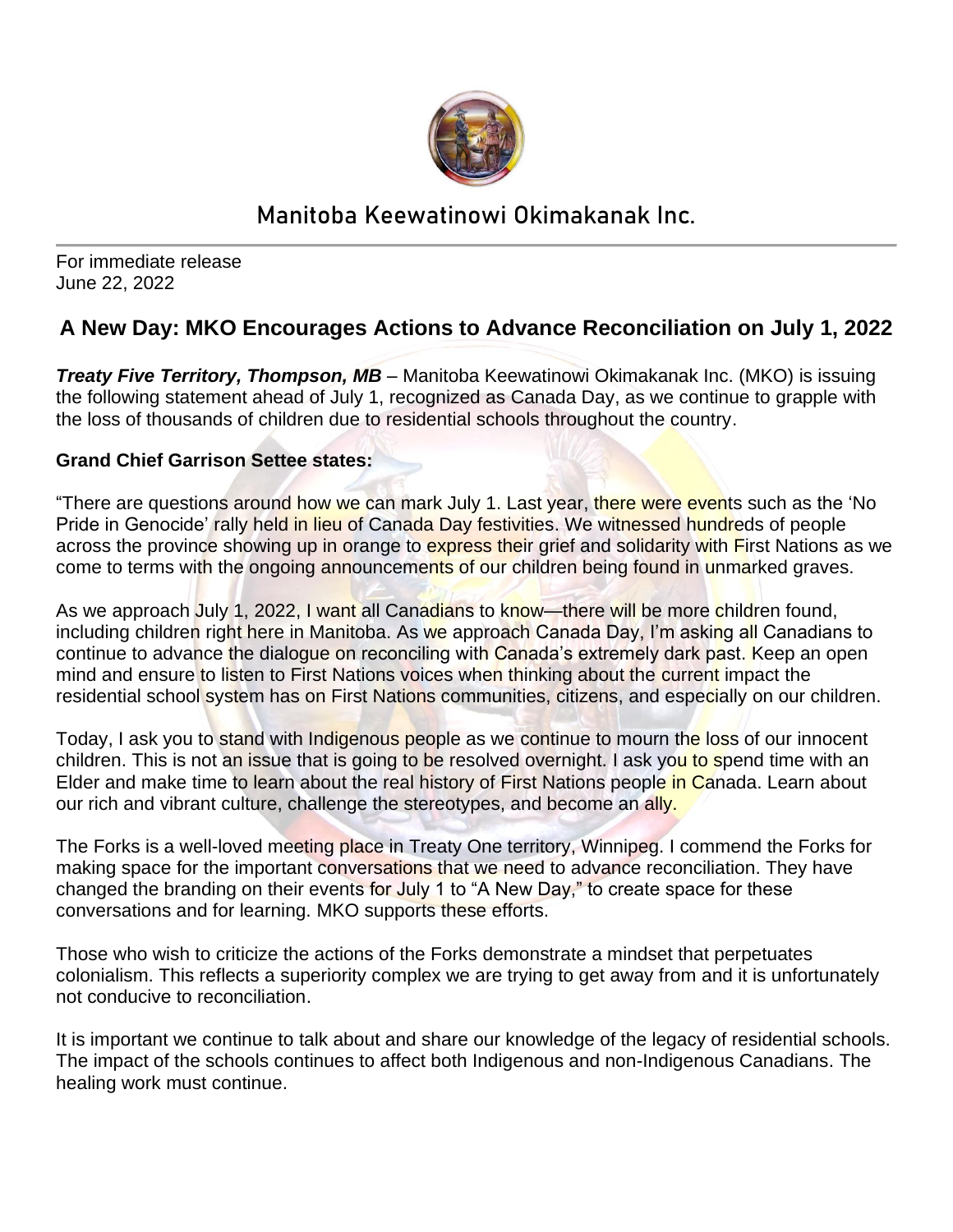# Manitoba Keewatinowi Okimakanak Inc.

For immediate release
June 22, 2022

## A New Day: MKO Encourages Actions to Advance Reconciliation on July 1, 2022

***Treaty Five Territory, Thompson, MB*** – Manitoba Keewatinowi Okimakanak Inc. (MKO) is issuing the following statement ahead of July 1, recognized as Canada Day, as we continue to grapple with the loss of thousands of children due to residential schools throughout the country.

**Grand Chief Garrison Settee states:**

"There are questions around how we can mark July 1. Last year, there were events such as the 'No Pride in Genocide' rally held in lieu of Canada Day festivities. We witnessed hundreds of people across the province showing up in orange to express their grief and solidarity with First Nations as we come to terms with the ongoing announcements of our children being found in unmarked graves.

As we approach July 1, 2022, I want all Canadians to know—there will be more children found, including children right here in Manitoba. As we approach Canada Day, I'm asking all Canadians to continue to advance the dialogue on reconciling with Canada's extremely dark past. Keep an open mind and ensure to listen to First Nations voices when thinking about the current impact the residential school system has on First Nations communities, citizens, and especially on our children.

Today, I ask you to stand with Indigenous people as we continue to mourn the loss of our innocent children. This is not an issue that is going to be resolved overnight. I ask you to spend time with an Elder and make time to learn about the real history of First Nations people in Canada. Learn about our rich and vibrant culture, challenge the stereotypes, and become an ally.

The Forks is a well-loved meeting place in Treaty One territory, Winnipeg. I commend the Forks for making space for the important conversations that we need to advance reconciliation. They have changed the branding on their events for July 1 to "A New Day," to create space for these conversations and for learning. MKO supports these efforts.

Those who wish to criticize the actions of the Forks demonstrate a mindset that perpetuates colonialism. This reflects a superiority complex we are trying to get away from and it is unfortunately not conducive to reconciliation.

It is important we continue to talk about and share our knowledge of the legacy of residential schools. The impact of the schools continues to affect both Indigenous and non-Indigenous Canadians. The healing work must continue.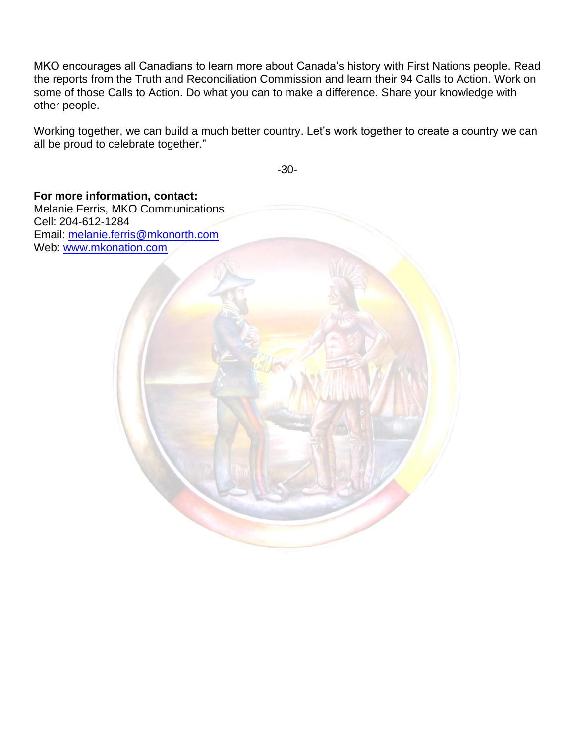MKO encourages all Canadians to learn more about Canada's history with First Nations people. Read the reports from the Truth and Reconciliation Commission and learn their 94 Calls to Action. Work on some of those Calls to Action. Do what you can to make a difference. Share your knowledge with other people.

Working together, we can build a much better country. Let's work together to create a country we can all be proud to celebrate together."

-30-

**For more information, contact:**
Melanie Ferris, MKO Communications
Cell: 204-612-1284
Email: melanie.ferris@mkonorth.com
Web: www.mkonation.com